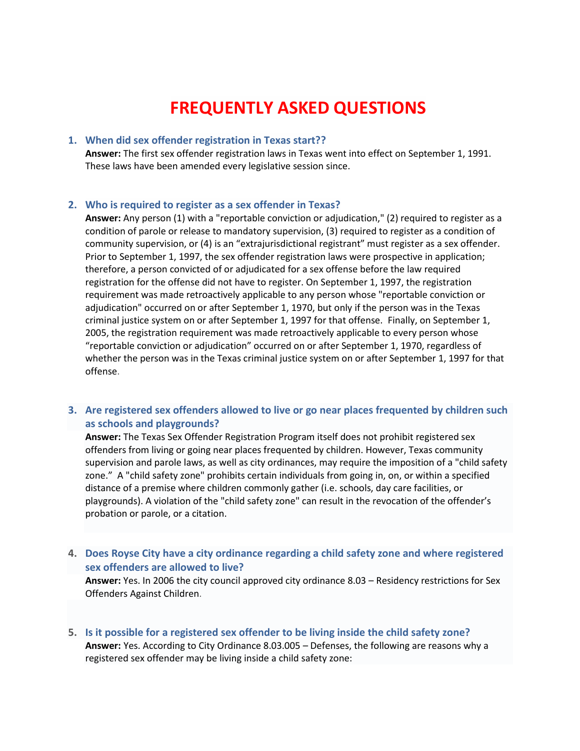# FREQUENTLY ASKED QUESTIONS

1. **When did sex offender registration in Texas start??**
   **Answer:** The first sex offender registration laws in Texas went into effect on September 1, 1991. These laws have been amended every legislative session since.

2. **Who is required to register as a sex offender in Texas?**
   **Answer:** Any person (1) with a "reportable conviction or adjudication," (2) required to register as a condition of parole or release to mandatory supervision, (3) required to register as a condition of community supervision, or (4) is an "extrajurisdictional registrant" must register as a sex offender. Prior to September 1, 1997, the sex offender registration laws were prospective in application; therefore, a person convicted of or adjudicated for a sex offense before the law required registration for the offense did not have to register. On September 1, 1997, the registration requirement was made retroactively applicable to any person whose "reportable conviction or adjudication" occurred on or after September 1, 1970, but only if the person was in the Texas criminal justice system on or after September 1, 1997 for that offense. Finally, on September 1, 2005, the registration requirement was made retroactively applicable to every person whose "reportable conviction or adjudication" occurred on or after September 1, 1970, regardless of whether the person was in the Texas criminal justice system on or after September 1, 1997 for that offense.

3. **Are registered sex offenders allowed to live or go near places frequented by children such as schools and playgrounds?**
   **Answer:** The Texas Sex Offender Registration Program itself does not prohibit registered sex offenders from living or going near places frequented by children. However, Texas community supervision and parole laws, as well as city ordinances, may require the imposition of a "child safety zone." A "child safety zone" prohibits certain individuals from going in, on, or within a specified distance of a premise where children commonly gather (i.e. schools, day care facilities, or playgrounds). A violation of the "child safety zone" can result in the revocation of the offender's probation or parole, or a citation.

4. **Does Royse City have a city ordinance regarding a child safety zone and where registered sex offenders are allowed to live?**
   **Answer:** Yes. In 2006 the city council approved city ordinance 8.03 – Residency restrictions for Sex Offenders Against Children.

5. **Is it possible for a registered sex offender to be living inside the child safety zone?**
   **Answer:** Yes. According to City Ordinance 8.03.005 – Defenses, the following are reasons why a registered sex offender may be living inside a child safety zone: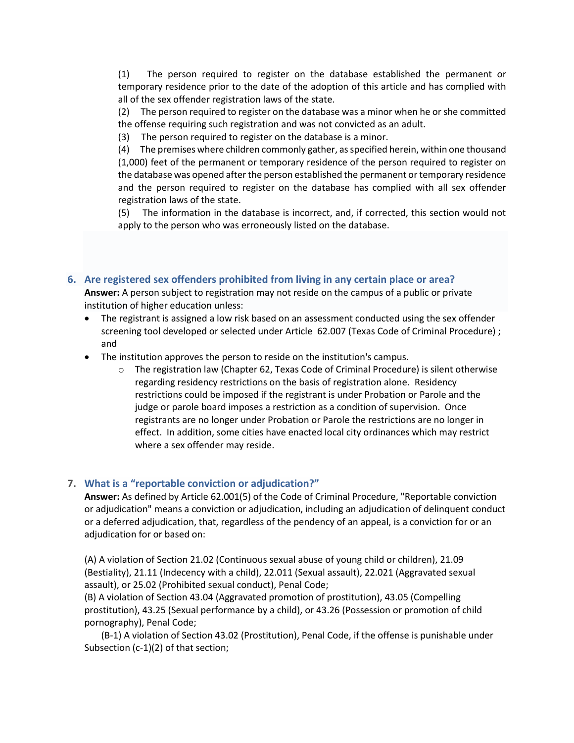(1) The person required to register on the database established the permanent or temporary residence prior to the date of the adoption of this article and has complied with all of the sex offender registration laws of the state.

(2) The person required to register on the database was a minor when he or she committed the offense requiring such registration and was not convicted as an adult.

(3) The person required to register on the database is a minor.

(4) The premises where children commonly gather, as specified herein, within one thousand (1,000) feet of the permanent or temporary residence of the person required to register on the database was opened after the person established the permanent or temporary residence and the person required to register on the database has complied with all sex offender registration laws of the state.

(5) The information in the database is incorrect, and, if corrected, this section would not apply to the person who was erroneously listed on the database.

### 6. Are registered sex offenders prohibited from living in any certain place or area?

**Answer:** A person subject to registration may not reside on the campus of a public or private institution of higher education unless:

- The registrant is assigned a low risk based on an assessment conducted using the sex offender screening tool developed or selected under Article 62.007 (Texas Code of Criminal Procedure) ; and
- The institution approves the person to reside on the institution's campus.
  - The registration law (Chapter 62, Texas Code of Criminal Procedure) is silent otherwise regarding residency restrictions on the basis of registration alone. Residency restrictions could be imposed if the registrant is under Probation or Parole and the judge or parole board imposes a restriction as a condition of supervision. Once registrants are no longer under Probation or Parole the restrictions are no longer in effect. In addition, some cities have enacted local city ordinances which may restrict where a sex offender may reside.

### 7. What is a "reportable conviction or adjudication?"

**Answer:** As defined by Article 62.001(5) of the Code of Criminal Procedure, "Reportable conviction or adjudication" means a conviction or adjudication, including an adjudication of delinquent conduct or a deferred adjudication, that, regardless of the pendency of an appeal, is a conviction for or an adjudication for or based on:

(A) A violation of Section 21.02 (Continuous sexual abuse of young child or children), 21.09 (Bestiality), 21.11 (Indecency with a child), 22.011 (Sexual assault), 22.021 (Aggravated sexual assault), or 25.02 (Prohibited sexual conduct), Penal Code;

(B) A violation of Section 43.04 (Aggravated promotion of prostitution), 43.05 (Compelling prostitution), 43.25 (Sexual performance by a child), or 43.26 (Possession or promotion of child pornography), Penal Code;

(B-1) A violation of Section 43.02 (Prostitution), Penal Code, if the offense is punishable under Subsection (c-1)(2) of that section;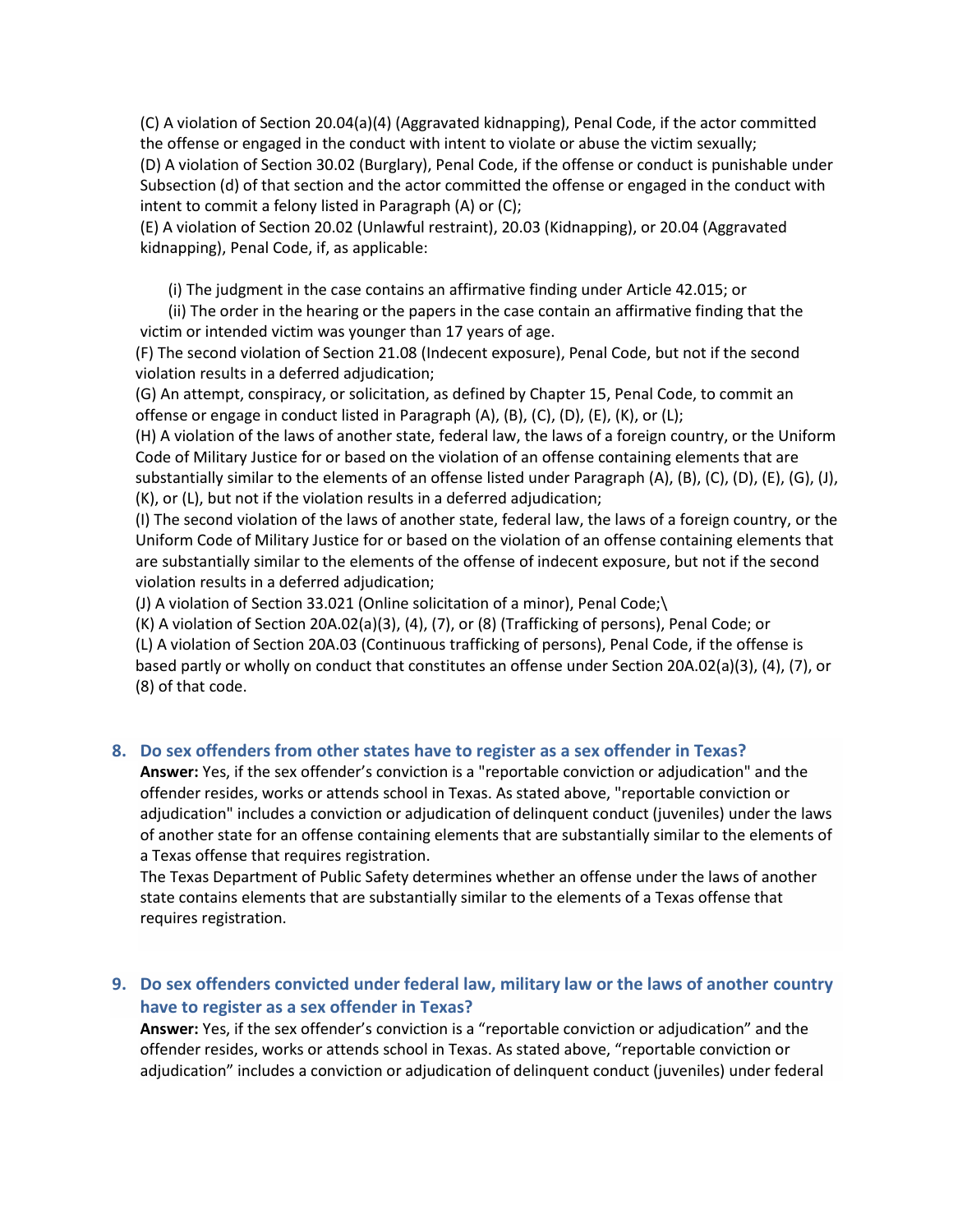(C) A violation of Section 20.04(a)(4) (Aggravated kidnapping), Penal Code, if the actor committed the offense or engaged in the conduct with intent to violate or abuse the victim sexually;
(D) A violation of Section 30.02 (Burglary), Penal Code, if the offense or conduct is punishable under Subsection (d) of that section and the actor committed the offense or engaged in the conduct with intent to commit a felony listed in Paragraph (A) or (C);
(E) A violation of Section 20.02 (Unlawful restraint), 20.03 (Kidnapping), or 20.04 (Aggravated kidnapping), Penal Code, if, as applicable:

(i) The judgment in the case contains an affirmative finding under Article 42.015; or
(ii) The order in the hearing or the papers in the case contain an affirmative finding that the victim or intended victim was younger than 17 years of age.

(F) The second violation of Section 21.08 (Indecent exposure), Penal Code, but not if the second violation results in a deferred adjudication;
(G) An attempt, conspiracy, or solicitation, as defined by Chapter 15, Penal Code, to commit an offense or engage in conduct listed in Paragraph (A), (B), (C), (D), (E), (K), or (L);
(H) A violation of the laws of another state, federal law, the laws of a foreign country, or the Uniform Code of Military Justice for or based on the violation of an offense containing elements that are substantially similar to the elements of an offense listed under Paragraph (A), (B), (C), (D), (E), (G), (J), (K), or (L), but not if the violation results in a deferred adjudication;
(I) The second violation of the laws of another state, federal law, the laws of a foreign country, or the Uniform Code of Military Justice for or based on the violation of an offense containing elements that are substantially similar to the elements of the offense of indecent exposure, but not if the second violation results in a deferred adjudication;
(J) A violation of Section 33.021 (Online solicitation of a minor), Penal Code;\
(K) A violation of Section 20A.02(a)(3), (4), (7), or (8) (Trafficking of persons), Penal Code; or
(L) A violation of Section 20A.03 (Continuous trafficking of persons), Penal Code, if the offense is based partly or wholly on conduct that constitutes an offense under Section 20A.02(a)(3), (4), (7), or (8) of that code.

### 8. Do sex offenders from other states have to register as a sex offender in Texas?

**Answer:** Yes, if the sex offender's conviction is a "reportable conviction or adjudication" and the offender resides, works or attends school in Texas. As stated above, "reportable conviction or adjudication" includes a conviction or adjudication of delinquent conduct (juveniles) under the laws of another state for an offense containing elements that are substantially similar to the elements of a Texas offense that requires registration.

The Texas Department of Public Safety determines whether an offense under the laws of another state contains elements that are substantially similar to the elements of a Texas offense that requires registration.

### 9. Do sex offenders convicted under federal law, military law or the laws of another country have to register as a sex offender in Texas?

**Answer:** Yes, if the sex offender's conviction is a "reportable conviction or adjudication" and the offender resides, works or attends school in Texas. As stated above, "reportable conviction or adjudication" includes a conviction or adjudication of delinquent conduct (juveniles) under federal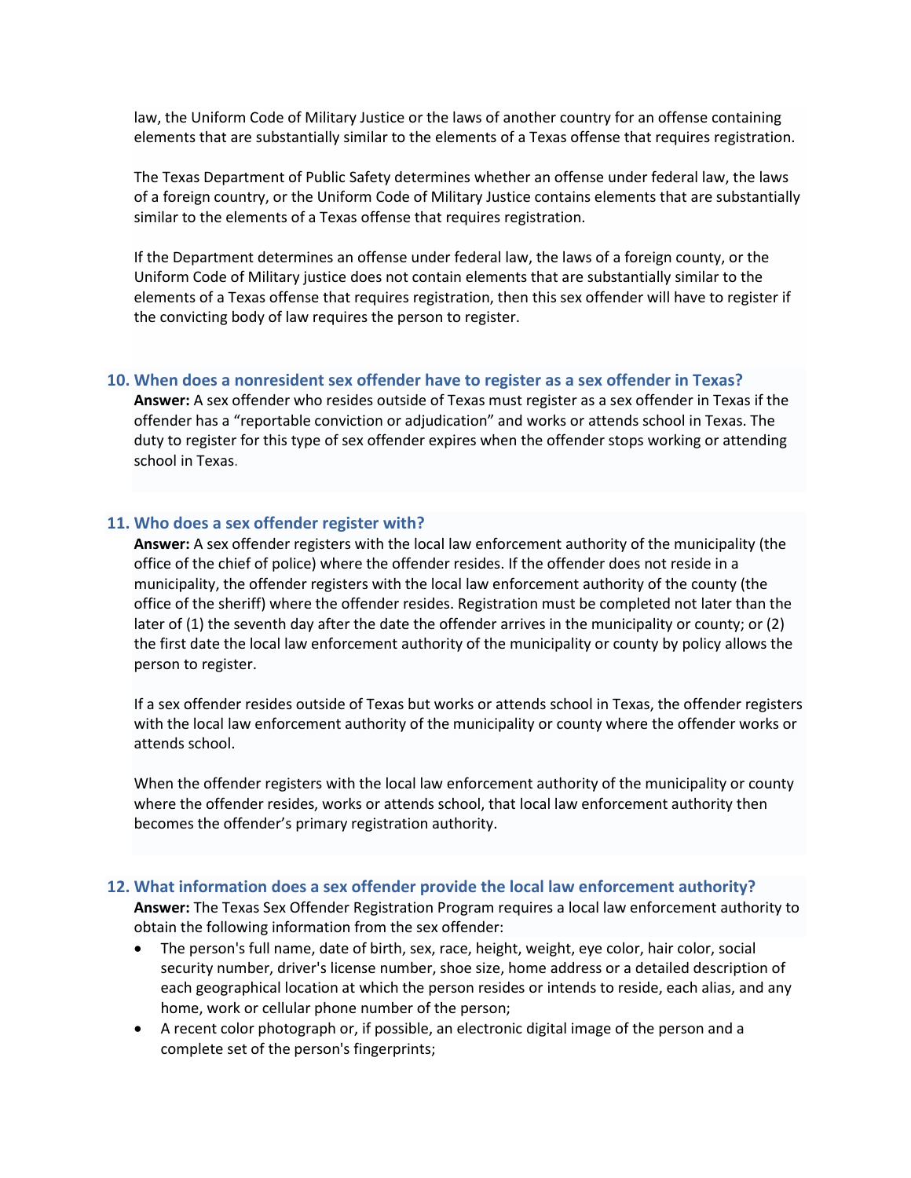law, the Uniform Code of Military Justice or the laws of another country for an offense containing elements that are substantially similar to the elements of a Texas offense that requires registration.

The Texas Department of Public Safety determines whether an offense under federal law, the laws of a foreign country, or the Uniform Code of Military Justice contains elements that are substantially similar to the elements of a Texas offense that requires registration.

If the Department determines an offense under federal law, the laws of a foreign county, or the Uniform Code of Military justice does not contain elements that are substantially similar to the elements of a Texas offense that requires registration, then this sex offender will have to register if the convicting body of law requires the person to register.

### 10. When does a nonresident sex offender have to register as a sex offender in Texas?

**Answer:** A sex offender who resides outside of Texas must register as a sex offender in Texas if the offender has a "reportable conviction or adjudication" and works or attends school in Texas. The duty to register for this type of sex offender expires when the offender stops working or attending school in Texas.

### 11. Who does a sex offender register with?

**Answer:** A sex offender registers with the local law enforcement authority of the municipality (the office of the chief of police) where the offender resides. If the offender does not reside in a municipality, the offender registers with the local law enforcement authority of the county (the office of the sheriff) where the offender resides. Registration must be completed not later than the later of (1) the seventh day after the date the offender arrives in the municipality or county; or (2) the first date the local law enforcement authority of the municipality or county by policy allows the person to register.

If a sex offender resides outside of Texas but works or attends school in Texas, the offender registers with the local law enforcement authority of the municipality or county where the offender works or attends school.

When the offender registers with the local law enforcement authority of the municipality or county where the offender resides, works or attends school, that local law enforcement authority then becomes the offender's primary registration authority.

### 12. What information does a sex offender provide the local law enforcement authority?

**Answer:** The Texas Sex Offender Registration Program requires a local law enforcement authority to obtain the following information from the sex offender:

- The person's full name, date of birth, sex, race, height, weight, eye color, hair color, social security number, driver's license number, shoe size, home address or a detailed description of each geographical location at which the person resides or intends to reside, each alias, and any home, work or cellular phone number of the person;
- A recent color photograph or, if possible, an electronic digital image of the person and a complete set of the person's fingerprints;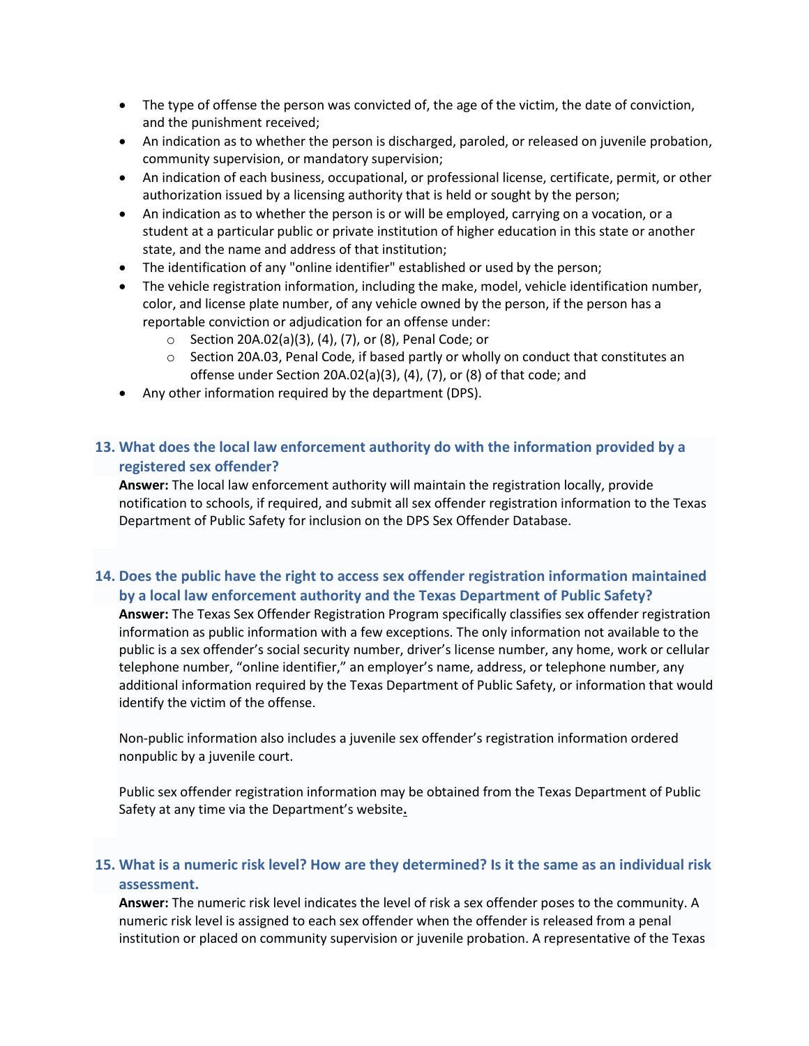- The type of offense the person was convicted of, the age of the victim, the date of conviction, and the punishment received;
- An indication as to whether the person is discharged, paroled, or released on juvenile probation, community supervision, or mandatory supervision;
- An indication of each business, occupational, or professional license, certificate, permit, or other authorization issued by a licensing authority that is held or sought by the person;
- An indication as to whether the person is or will be employed, carrying on a vocation, or a student at a particular public or private institution of higher education in this state or another state, and the name and address of that institution;
- The identification of any "online identifier" established or used by the person;
- The vehicle registration information, including the make, model, vehicle identification number, color, and license plate number, of any vehicle owned by the person, if the person has a reportable conviction or adjudication for an offense under:
    - Section 20A.02(a)(3), (4), (7), or (8), Penal Code; or
    - Section 20A.03, Penal Code, if based partly or wholly on conduct that constitutes an offense under Section 20A.02(a)(3), (4), (7), or (8) of that code; and
- Any other information required by the department (DPS).

### 13. What does the local law enforcement authority do with the information provided by a registered sex offender?

**Answer:** The local law enforcement authority will maintain the registration locally, provide notification to schools, if required, and submit all sex offender registration information to the Texas Department of Public Safety for inclusion on the DPS Sex Offender Database.

### 14. Does the public have the right to access sex offender registration information maintained by a local law enforcement authority and the Texas Department of Public Safety?

**Answer:** The Texas Sex Offender Registration Program specifically classifies sex offender registration information as public information with a few exceptions. The only information not available to the public is a sex offender's social security number, driver's license number, any home, work or cellular telephone number, "online identifier," an employer's name, address, or telephone number, any additional information required by the Texas Department of Public Safety, or information that would identify the victim of the offense.

Non-public information also includes a juvenile sex offender's registration information ordered nonpublic by a juvenile court.

Public sex offender registration information may be obtained from the Texas Department of Public Safety at any time via the Department's website.

### 15. What is a numeric risk level? How are they determined? Is it the same as an individual risk assessment.

**Answer:** The numeric risk level indicates the level of risk a sex offender poses to the community. A numeric risk level is assigned to each sex offender when the offender is released from a penal institution or placed on community supervision or juvenile probation. A representative of the Texas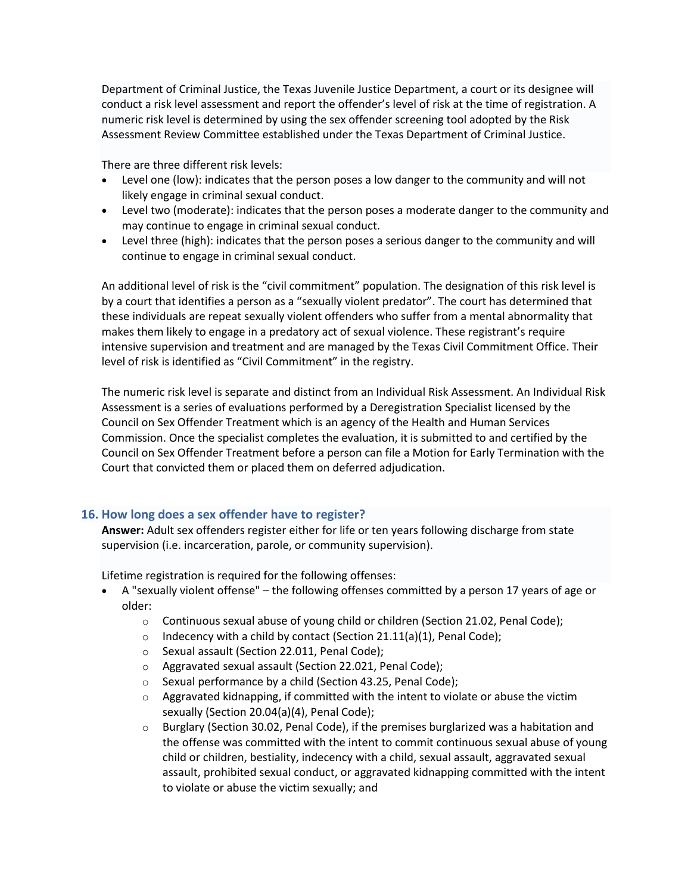Department of Criminal Justice, the Texas Juvenile Justice Department, a court or its designee will conduct a risk level assessment and report the offender's level of risk at the time of registration. A numeric risk level is determined by using the sex offender screening tool adopted by the Risk Assessment Review Committee established under the Texas Department of Criminal Justice.

There are three different risk levels:

- Level one (low): indicates that the person poses a low danger to the community and will not likely engage in criminal sexual conduct.
- Level two (moderate): indicates that the person poses a moderate danger to the community and may continue to engage in criminal sexual conduct.
- Level three (high): indicates that the person poses a serious danger to the community and will continue to engage in criminal sexual conduct.

An additional level of risk is the "civil commitment" population. The designation of this risk level is by a court that identifies a person as a "sexually violent predator". The court has determined that these individuals are repeat sexually violent offenders who suffer from a mental abnormality that makes them likely to engage in a predatory act of sexual violence. These registrant's require intensive supervision and treatment and are managed by the Texas Civil Commitment Office. Their level of risk is identified as "Civil Commitment" in the registry.

The numeric risk level is separate and distinct from an Individual Risk Assessment. An Individual Risk Assessment is a series of evaluations performed by a Deregistration Specialist licensed by the Council on Sex Offender Treatment which is an agency of the Health and Human Services Commission. Once the specialist completes the evaluation, it is submitted to and certified by the Council on Sex Offender Treatment before a person can file a Motion for Early Termination with the Court that convicted them or placed them on deferred adjudication.

### 16. How long does a sex offender have to register?

**Answer:** Adult sex offenders register either for life or ten years following discharge from state supervision (i.e. incarceration, parole, or community supervision).

Lifetime registration is required for the following offenses:

- A "sexually violent offense" – the following offenses committed by a person 17 years of age or older:
  - Continuous sexual abuse of young child or children (Section 21.02, Penal Code);
  - Indecency with a child by contact (Section 21.11(a)(1), Penal Code);
  - Sexual assault (Section 22.011, Penal Code);
  - Aggravated sexual assault (Section 22.021, Penal Code);
  - Sexual performance by a child (Section 43.25, Penal Code);
  - Aggravated kidnapping, if committed with the intent to violate or abuse the victim sexually (Section 20.04(a)(4), Penal Code);
  - Burglary (Section 30.02, Penal Code), if the premises burglarized was a habitation and the offense was committed with the intent to commit continuous sexual abuse of young child or children, bestiality, indecency with a child, sexual assault, aggravated sexual assault, prohibited sexual conduct, or aggravated kidnapping committed with the intent to violate or abuse the victim sexually; and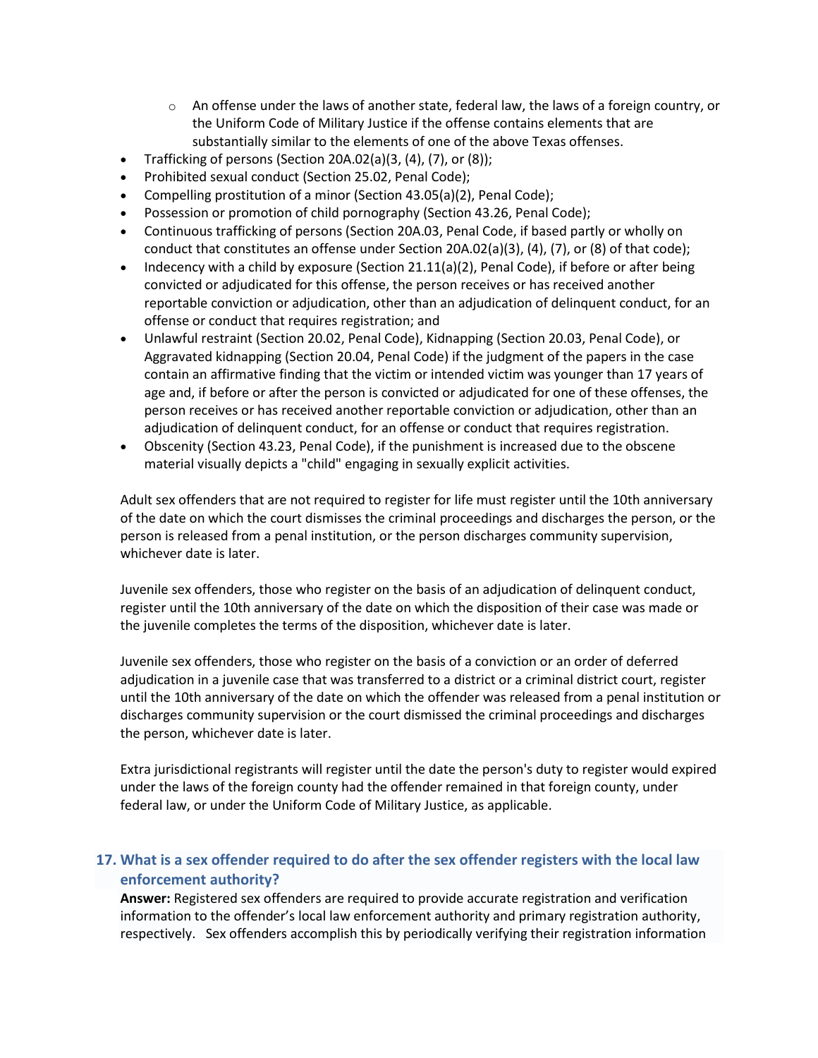- An offense under the laws of another state, federal law, the laws of a foreign country, or the Uniform Code of Military Justice if the offense contains elements that are substantially similar to the elements of one of the above Texas offenses.
- Trafficking of persons (Section 20A.02(a)(3, (4), (7), or (8));
- Prohibited sexual conduct (Section 25.02, Penal Code);
- Compelling prostitution of a minor (Section 43.05(a)(2), Penal Code);
- Possession or promotion of child pornography (Section 43.26, Penal Code);
- Continuous trafficking of persons (Section 20A.03, Penal Code, if based partly or wholly on conduct that constitutes an offense under Section 20A.02(a)(3), (4), (7), or (8) of that code);
- Indecency with a child by exposure (Section 21.11(a)(2), Penal Code), if before or after being convicted or adjudicated for this offense, the person receives or has received another reportable conviction or adjudication, other than an adjudication of delinquent conduct, for an offense or conduct that requires registration; and
- Unlawful restraint (Section 20.02, Penal Code), Kidnapping (Section 20.03, Penal Code), or Aggravated kidnapping (Section 20.04, Penal Code) if the judgment of the papers in the case contain an affirmative finding that the victim or intended victim was younger than 17 years of age and, if before or after the person is convicted or adjudicated for one of these offenses, the person receives or has received another reportable conviction or adjudication, other than an adjudication of delinquent conduct, for an offense or conduct that requires registration.
- Obscenity (Section 43.23, Penal Code), if the punishment is increased due to the obscene material visually depicts a "child" engaging in sexually explicit activities.

Adult sex offenders that are not required to register for life must register until the 10th anniversary of the date on which the court dismisses the criminal proceedings and discharges the person, or the person is released from a penal institution, or the person discharges community supervision, whichever date is later.

Juvenile sex offenders, those who register on the basis of an adjudication of delinquent conduct, register until the 10th anniversary of the date on which the disposition of their case was made or the juvenile completes the terms of the disposition, whichever date is later.

Juvenile sex offenders, those who register on the basis of a conviction or an order of deferred adjudication in a juvenile case that was transferred to a district or a criminal district court, register until the 10th anniversary of the date on which the offender was released from a penal institution or discharges community supervision or the court dismissed the criminal proceedings and discharges the person, whichever date is later.

Extra jurisdictional registrants will register until the date the person's duty to register would expired under the laws of the foreign county had the offender remained in that foreign county, under federal law, or under the Uniform Code of Military Justice, as applicable.

### 17. What is a sex offender required to do after the sex offender registers with the local law enforcement authority?

**Answer:** Registered sex offenders are required to provide accurate registration and verification information to the offender's local law enforcement authority and primary registration authority, respectively. Sex offenders accomplish this by periodically verifying their registration information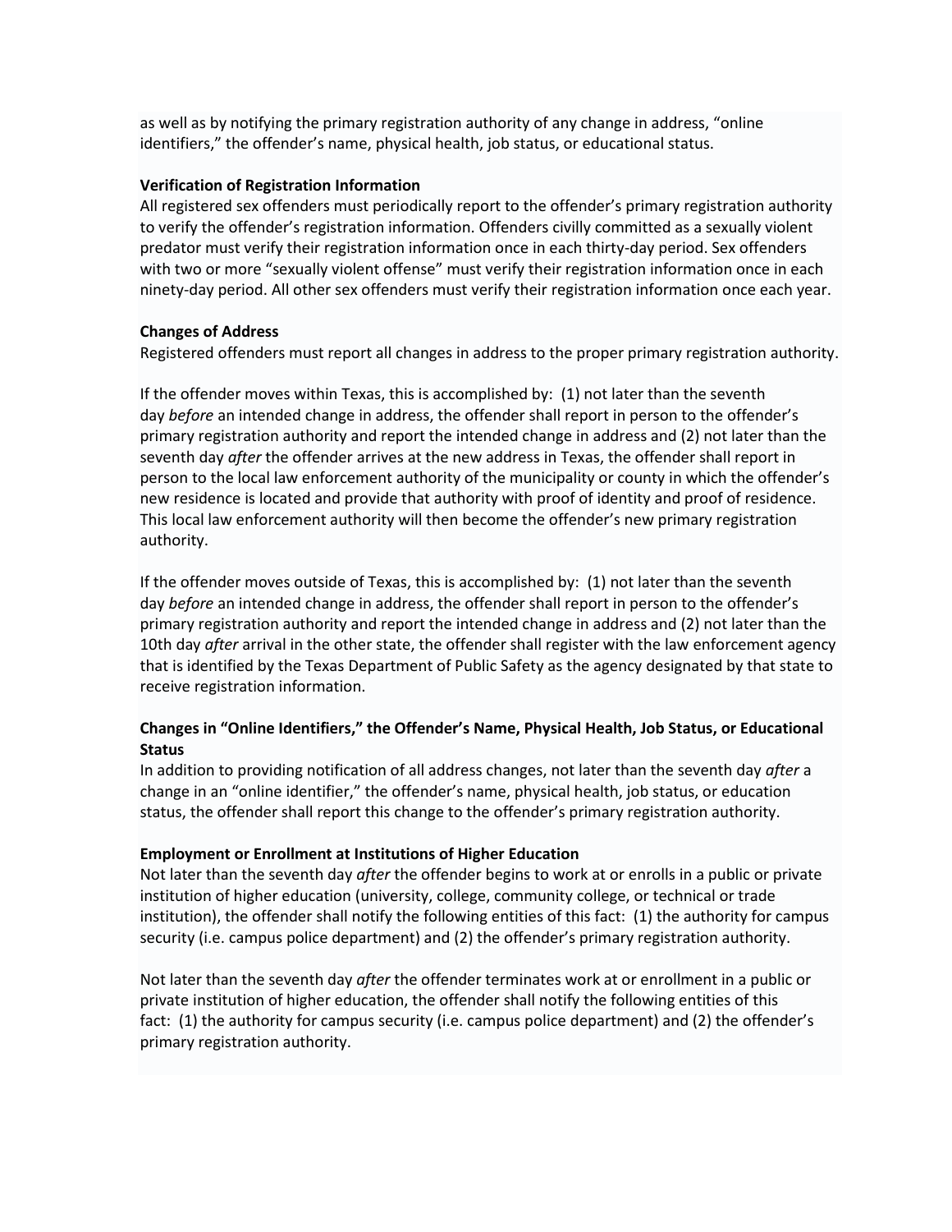as well as by notifying the primary registration authority of any change in address, "online identifiers," the offender's name, physical health, job status, or educational status.

**Verification of Registration Information**

All registered sex offenders must periodically report to the offender's primary registration authority to verify the offender's registration information. Offenders civilly committed as a sexually violent predator must verify their registration information once in each thirty-day period. Sex offenders with two or more "sexually violent offense" must verify their registration information once in each ninety-day period. All other sex offenders must verify their registration information once each year.

**Changes of Address**

Registered offenders must report all changes in address to the proper primary registration authority.

If the offender moves within Texas, this is accomplished by: (1) not later than the seventh day *before* an intended change in address, the offender shall report in person to the offender's primary registration authority and report the intended change in address and (2) not later than the seventh day *after* the offender arrives at the new address in Texas, the offender shall report in person to the local law enforcement authority of the municipality or county in which the offender's new residence is located and provide that authority with proof of identity and proof of residence. This local law enforcement authority will then become the offender's new primary registration authority.

If the offender moves outside of Texas, this is accomplished by: (1) not later than the seventh day *before* an intended change in address, the offender shall report in person to the offender's primary registration authority and report the intended change in address and (2) not later than the 10th day *after* arrival in the other state, the offender shall register with the law enforcement agency that is identified by the Texas Department of Public Safety as the agency designated by that state to receive registration information.

**Changes in "Online Identifiers," the Offender's Name, Physical Health, Job Status, or Educational Status**

In addition to providing notification of all address changes, not later than the seventh day *after* a change in an "online identifier," the offender's name, physical health, job status, or education status, the offender shall report this change to the offender's primary registration authority.

**Employment or Enrollment at Institutions of Higher Education**

Not later than the seventh day *after* the offender begins to work at or enrolls in a public or private institution of higher education (university, college, community college, or technical or trade institution), the offender shall notify the following entities of this fact: (1) the authority for campus security (i.e. campus police department) and (2) the offender's primary registration authority.

Not later than the seventh day *after* the offender terminates work at or enrollment in a public or private institution of higher education, the offender shall notify the following entities of this fact: (1) the authority for campus security (i.e. campus police department) and (2) the offender's primary registration authority.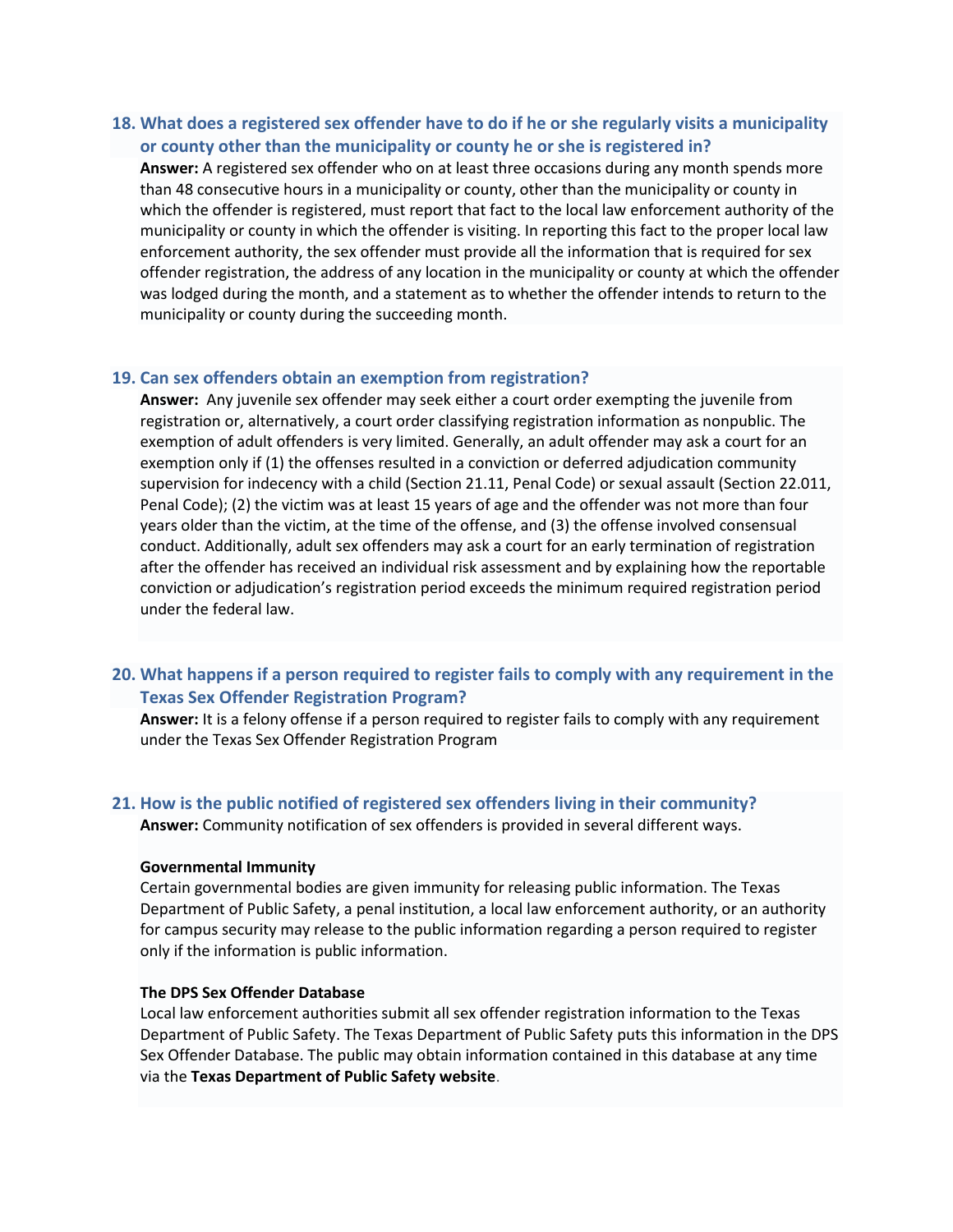### 18. What does a registered sex offender have to do if he or she regularly visits a municipality or county other than the municipality or county he or she is registered in?

**Answer:** A registered sex offender who on at least three occasions during any month spends more than 48 consecutive hours in a municipality or county, other than the municipality or county in which the offender is registered, must report that fact to the local law enforcement authority of the municipality or county in which the offender is visiting. In reporting this fact to the proper local law enforcement authority, the sex offender must provide all the information that is required for sex offender registration, the address of any location in the municipality or county at which the offender was lodged during the month, and a statement as to whether the offender intends to return to the municipality or county during the succeeding month.

### 19. Can sex offenders obtain an exemption from registration?

**Answer:** Any juvenile sex offender may seek either a court order exempting the juvenile from registration or, alternatively, a court order classifying registration information as nonpublic. The exemption of adult offenders is very limited. Generally, an adult offender may ask a court for an exemption only if (1) the offenses resulted in a conviction or deferred adjudication community supervision for indecency with a child (Section 21.11, Penal Code) or sexual assault (Section 22.011, Penal Code); (2) the victim was at least 15 years of age and the offender was not more than four years older than the victim, at the time of the offense, and (3) the offense involved consensual conduct. Additionally, adult sex offenders may ask a court for an early termination of registration after the offender has received an individual risk assessment and by explaining how the reportable conviction or adjudication's registration period exceeds the minimum required registration period under the federal law.

### 20. What happens if a person required to register fails to comply with any requirement in the Texas Sex Offender Registration Program?

**Answer:** It is a felony offense if a person required to register fails to comply with any requirement under the Texas Sex Offender Registration Program

### 21. How is the public notified of registered sex offenders living in their community?

**Answer:** Community notification of sex offenders is provided in several different ways.

**Governmental Immunity**

Certain governmental bodies are given immunity for releasing public information. The Texas Department of Public Safety, a penal institution, a local law enforcement authority, or an authority for campus security may release to the public information regarding a person required to register only if the information is public information.

**The DPS Sex Offender Database**

Local law enforcement authorities submit all sex offender registration information to the Texas Department of Public Safety. The Texas Department of Public Safety puts this information in the DPS Sex Offender Database. The public may obtain information contained in this database at any time via the **Texas Department of Public Safety website**.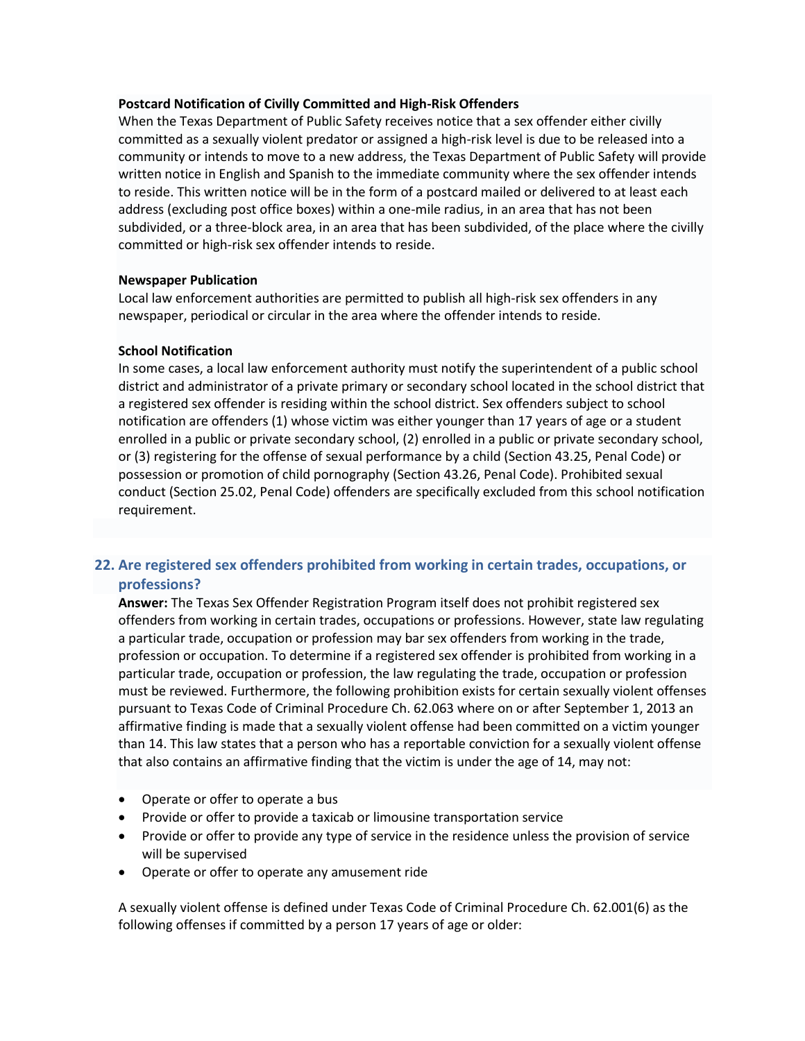**Postcard Notification of Civilly Committed and High-Risk Offenders**
When the Texas Department of Public Safety receives notice that a sex offender either civilly committed as a sexually violent predator or assigned a high-risk level is due to be released into a community or intends to move to a new address, the Texas Department of Public Safety will provide written notice in English and Spanish to the immediate community where the sex offender intends to reside. This written notice will be in the form of a postcard mailed or delivered to at least each address (excluding post office boxes) within a one-mile radius, in an area that has not been subdivided, or a three-block area, in an area that has been subdivided, of the place where the civilly committed or high-risk sex offender intends to reside.

**Newspaper Publication**
Local law enforcement authorities are permitted to publish all high-risk sex offenders in any newspaper, periodical or circular in the area where the offender intends to reside.

**School Notification**
In some cases, a local law enforcement authority must notify the superintendent of a public school district and administrator of a private primary or secondary school located in the school district that a registered sex offender is residing within the school district. Sex offenders subject to school notification are offenders (1) whose victim was either younger than 17 years of age or a student enrolled in a public or private secondary school, (2) enrolled in a public or private secondary school, or (3) registering for the offense of sexual performance by a child (Section 43.25, Penal Code) or possession or promotion of child pornography (Section 43.26, Penal Code). Prohibited sexual conduct (Section 25.02, Penal Code) offenders are specifically excluded from this school notification requirement.

## 22. Are registered sex offenders prohibited from working in certain trades, occupations, or professions?

**Answer:** The Texas Sex Offender Registration Program itself does not prohibit registered sex offenders from working in certain trades, occupations or professions. However, state law regulating a particular trade, occupation or profession may bar sex offenders from working in the trade, profession or occupation. To determine if a registered sex offender is prohibited from working in a particular trade, occupation or profession, the law regulating the trade, occupation or profession must be reviewed. Furthermore, the following prohibition exists for certain sexually violent offenses pursuant to Texas Code of Criminal Procedure Ch. 62.063 where on or after September 1, 2013 an affirmative finding is made that a sexually violent offense had been committed on a victim younger than 14. This law states that a person who has a reportable conviction for a sexually violent offense that also contains an affirmative finding that the victim is under the age of 14, may not:

- Operate or offer to operate a bus
- Provide or offer to provide a taxicab or limousine transportation service
- Provide or offer to provide any type of service in the residence unless the provision of service will be supervised
- Operate or offer to operate any amusement ride

A sexually violent offense is defined under Texas Code of Criminal Procedure Ch. 62.001(6) as the following offenses if committed by a person 17 years of age or older: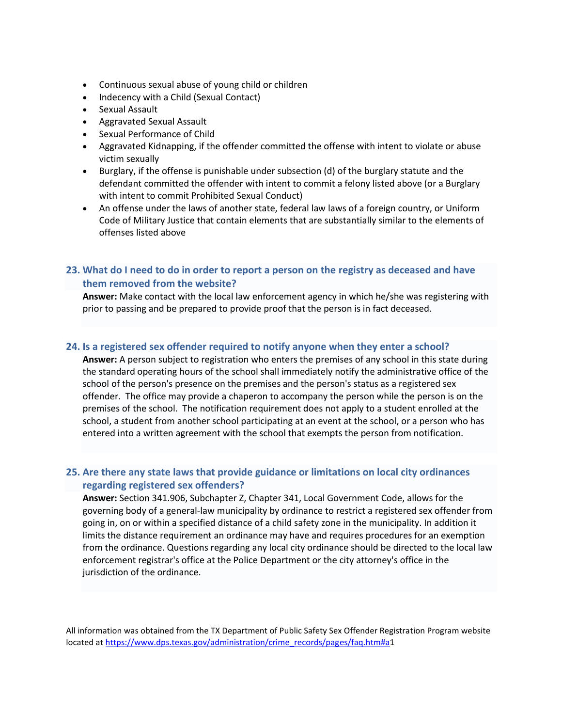- Continuous sexual abuse of young child or children
- Indecency with a Child (Sexual Contact)
- Sexual Assault
- Aggravated Sexual Assault
- Sexual Performance of Child
- Aggravated Kidnapping, if the offender committed the offense with intent to violate or abuse victim sexually
- Burglary, if the offense is punishable under subsection (d) of the burglary statute and the defendant committed the offender with intent to commit a felony listed above (or a Burglary with intent to commit Prohibited Sexual Conduct)
- An offense under the laws of another state, federal law laws of a foreign country, or Uniform Code of Military Justice that contain elements that are substantially similar to the elements of offenses listed above

### 23. What do I need to do in order to report a person on the registry as deceased and have them removed from the website?

**Answer:** Make contact with the local law enforcement agency in which he/she was registering with prior to passing and be prepared to provide proof that the person is in fact deceased.

### 24. Is a registered sex offender required to notify anyone when they enter a school?

**Answer:** A person subject to registration who enters the premises of any school in this state during the standard operating hours of the school shall immediately notify the administrative office of the school of the person's presence on the premises and the person's status as a registered sex offender. The office may provide a chaperon to accompany the person while the person is on the premises of the school. The notification requirement does not apply to a student enrolled at the school, a student from another school participating at an event at the school, or a person who has entered into a written agreement with the school that exempts the person from notification.

### 25. Are there any state laws that provide guidance or limitations on local city ordinances regarding registered sex offenders?

**Answer:** Section 341.906, Subchapter Z, Chapter 341, Local Government Code, allows for the governing body of a general-law municipality by ordinance to restrict a registered sex offender from going in, on or within a specified distance of a child safety zone in the municipality. In addition it limits the distance requirement an ordinance may have and requires procedures for an exemption from the ordinance. Questions regarding any local city ordinance should be directed to the local law enforcement registrar's office at the Police Department or the city attorney's office in the jurisdiction of the ordinance.

All information was obtained from the TX Department of Public Safety Sex Offender Registration Program website located at https://www.dps.texas.gov/administration/crime_records/pages/faq.htm#a1